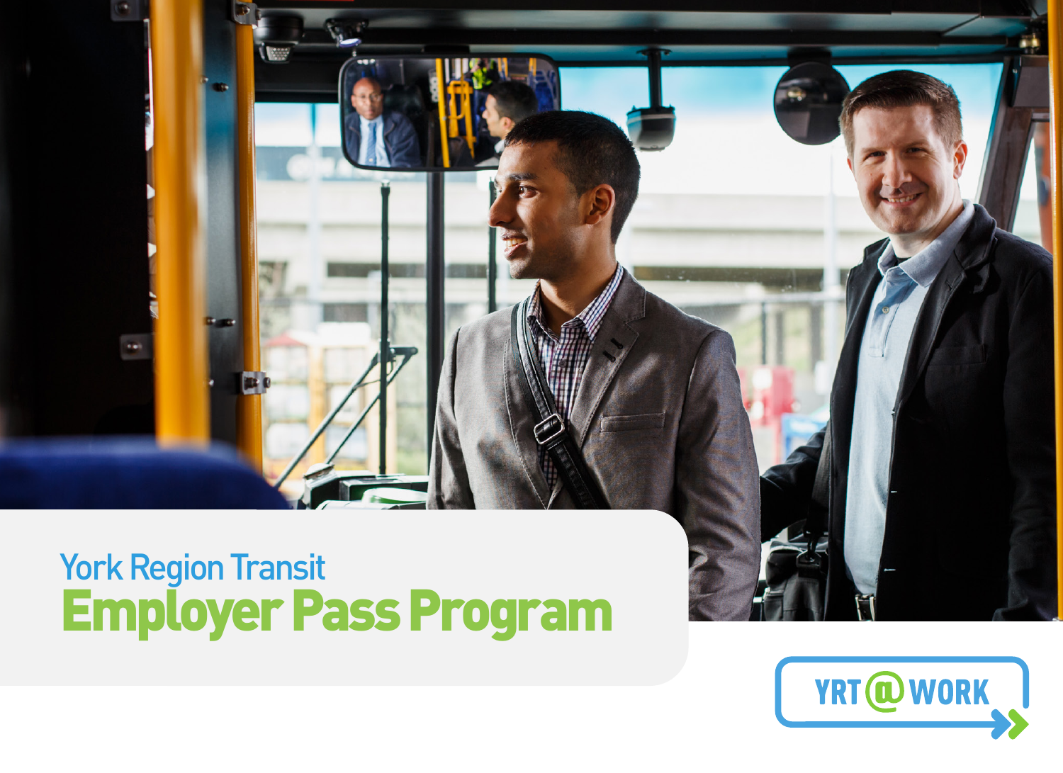York Region Transit

# Employer Pass Program

YRT@WORK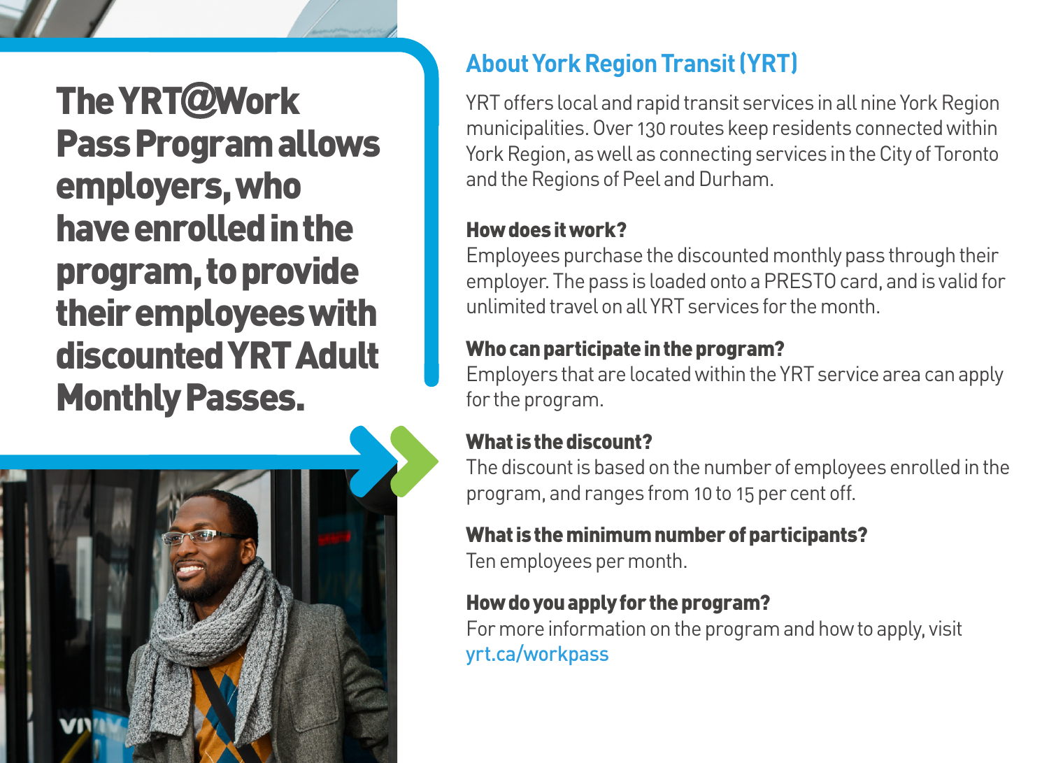**The YRT@Work Pass Program allows employers, who have enrolled in the program, to provide their employees with discounted YRT Adult Monthly Passes.**

## About York Region Transit (YRT)

YRT offers local and rapid transit services in all nine York Region municipalities. Over 130 routes keep residents connected within York Region, as well as connecting services in the City of Toronto and the Regions of Peel and Durham.

### How does it work?

Employees purchase the discounted monthly pass through their employer. The pass is loaded onto a PRESTO card, and is valid for unlimited travel on all YRT services for the month.

### Who can participate in the program?

Employers that are located within the YRT service area can apply for the program.

### What is the discount?

The discount is based on the number of employees enrolled in the program, and ranges from 10 to 15 per cent off.

### What is the minimum number of participants?

Ten employees per month.

### How do you apply for the program?

For more information on the program and how to apply, visit yrt.ca/workpass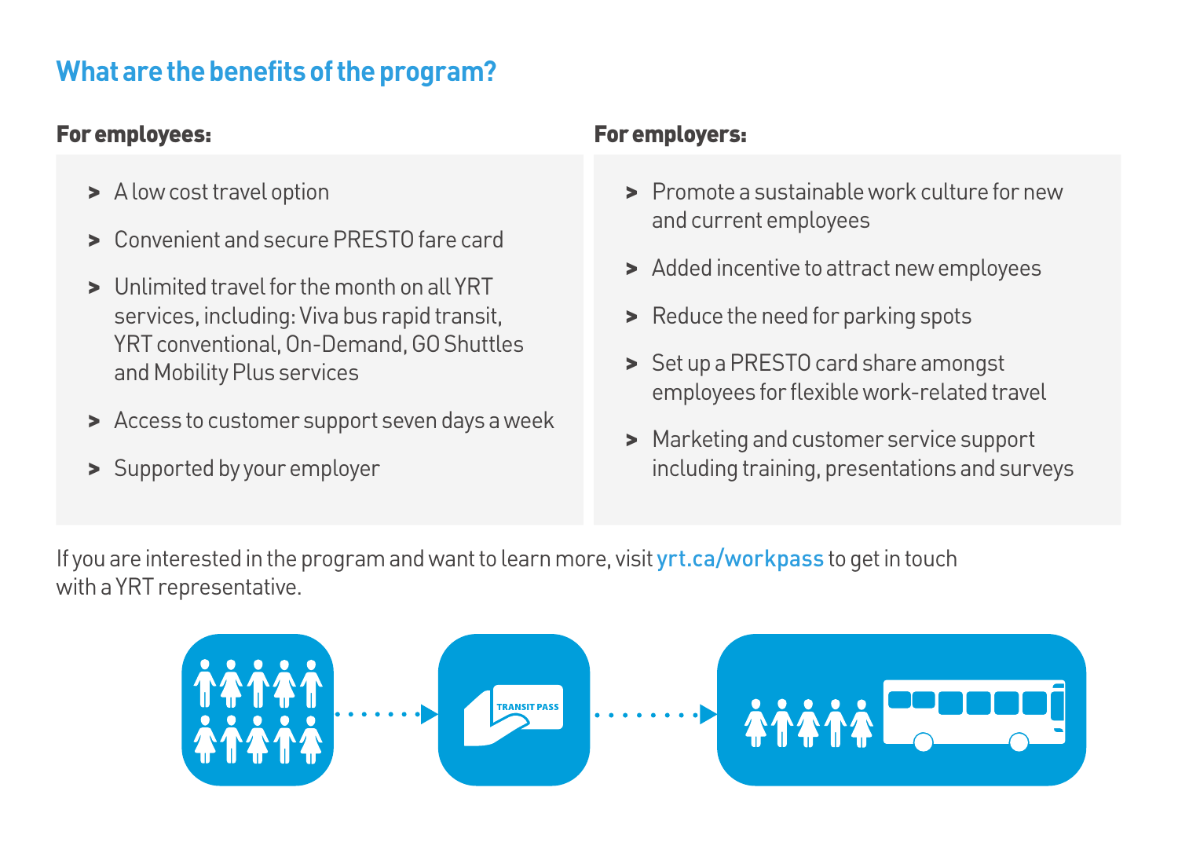## What are the benefits of the program?

### For employees:

- A low cost travel option
- Convenient and secure PRESTO fare card
- Unlimited travel for the month on all YRT services, including: Viva bus rapid transit, YRT conventional, On-Demand, GO Shuttles and Mobility Plus services
- Access to customer support seven days a week
- Supported by your employer

### For employers:

- Promote a sustainable work culture for new and current employees
- Added incentive to attract new employees
- Reduce the need for parking spots
- Set up a PRESTO card share amongst employees for flexible work-related travel
- Marketing and customer service support including training, presentations and surveys

If you are interested in the program and want to learn more, visit **yrt.ca/workpass** to get in touch with a YRT representative.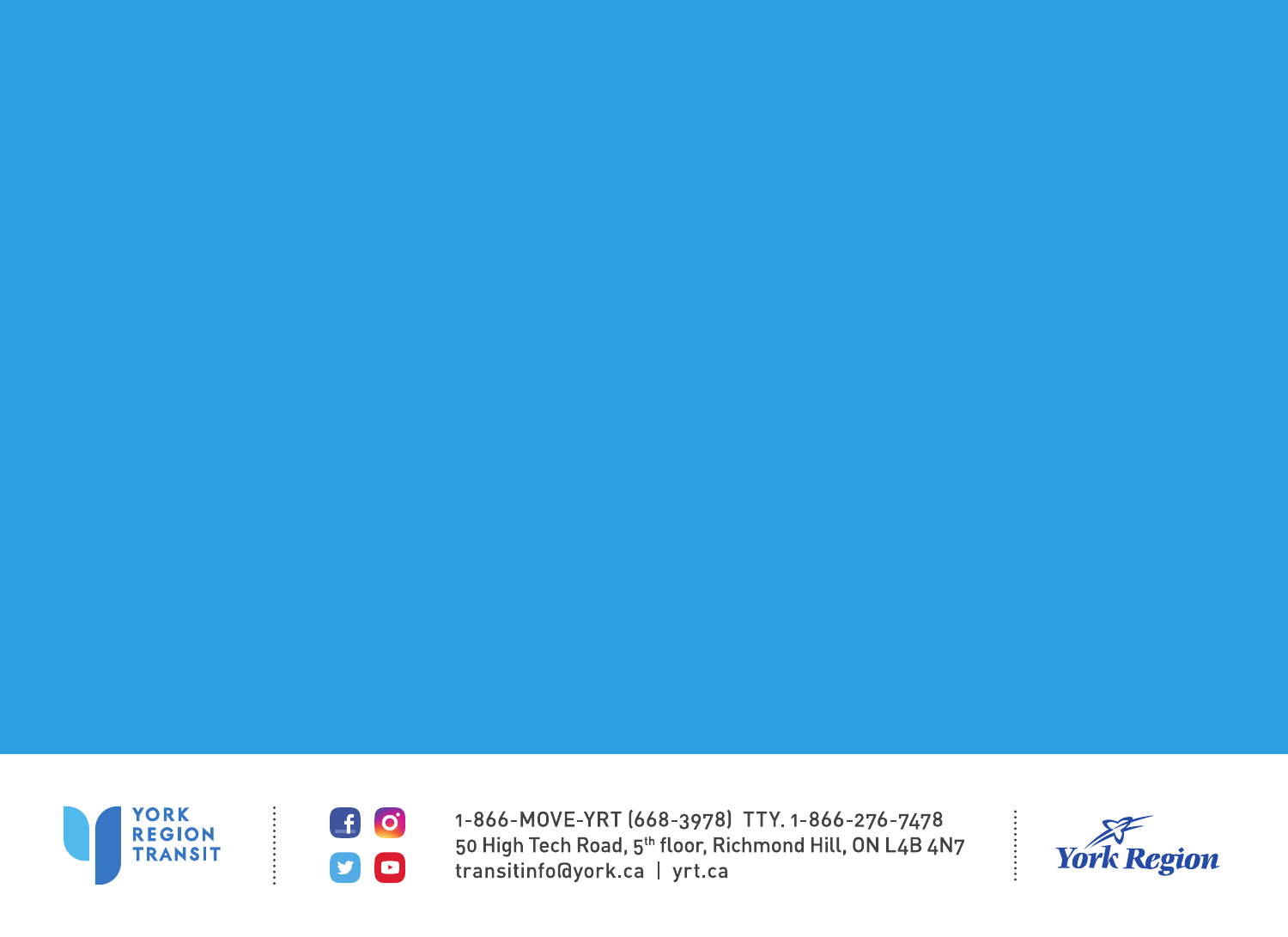YORK REGION TRANSIT

1-866-MOVE-YRT (668-3978) TTY. 1-866-276-7478
50 High Tech Road, 5th floor, Richmond Hill, ON L4B 4N7
transitinfo@york.ca | yrt.ca

York Region